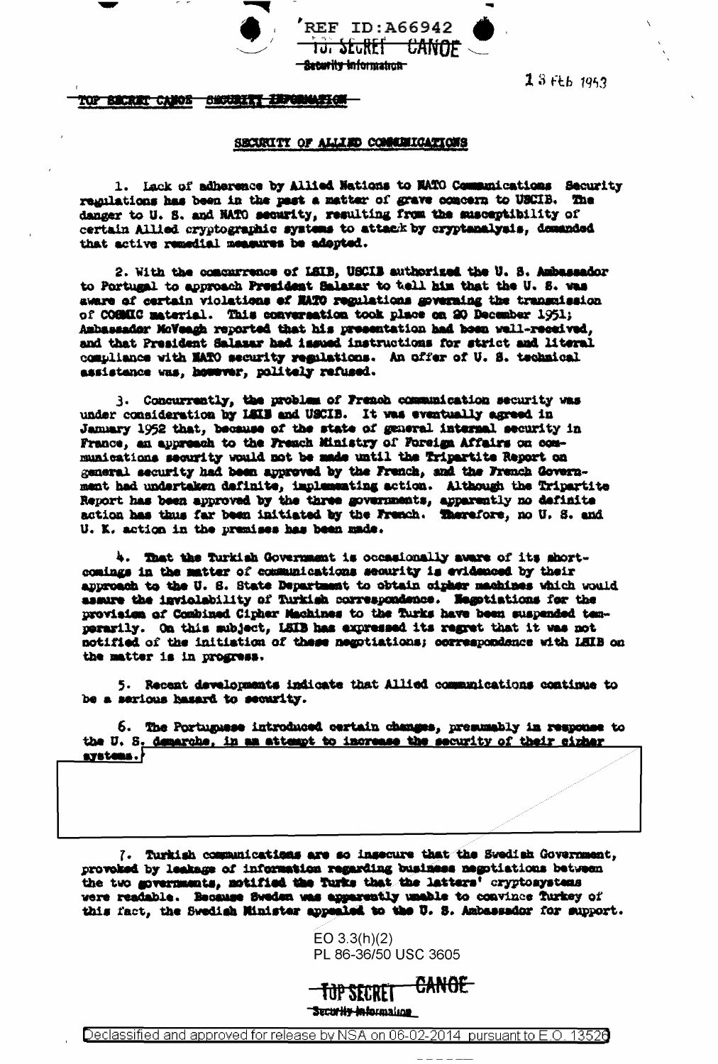REF ID:A66942

TOP SECRET CANOE

Security Information

13 Feb 1953

TOP SECRET CANOE SECURITY INFORMATION

SECURITY OF ALLIED COMMUNICATIONS

1. Lack of adherence by Allied Nations to NATO Communications Security regulations has been in the past a matter of grave concern to USCIB. The danger to U. S. and NATO security, resulting from the susceptibility of certain Allied cryptographic systems to attack by cryptanalysis, demanded that active remedial measures be adopted.

2. With the concurrence of LSIB, USCIB authorized the U. S. Ambassador to Portugal to approach President Salazar to tell him that the U. S. was aware of certain violations of NATO regulations governing the transmission of COSMIC material. This conversation took place on 20 December 1951; Ambassador McVeagh reported that his presentation had been well-received, and that President Salazar had issued instructions for strict and literal compliance with NATO security regulations. An offer of U. S. technical assistance was, however, politely refused.

3. Concurrently, the problem of French communication security was under consideration by LSIB and USCIB. It was eventually agreed in January 1952 that, because of the state of general internal security in France, an approach to the French Ministry of Foreign Affairs on communications security would not be made until the Tripartite Report on general security had been approved by the French, and the French Government had undertaken definite, implementing action. Although the Tripartite Report has been approved by the three governments, apparently no definite action has thus far been initiated by the French. Therefore, no U. S. and U. K. action in the premises has been made.

4. That the Turkish Government is occasionally aware of its shortcomings in the matter of communications security is evidenced by their approach to the U. S. State Department to obtain cipher machines which would assure the inviolability of Turkish correspondence. Negotiations for the provision of Combined Cipher Machines to the Turks have been suspended temporarily. On this subject, LSIB has expressed its regret that it was not notified of the initiation of these negotiations; correspondence with LSIB on the matter is in progress.

5. Recent developments indicate that Allied communications continue to be a serious hazard to security.

6. The Portuguese introduced certain changes, presumably in response to the U. S. demarche, in an attempt to increase the security of their cipher systems.

7. Turkish communications are so insecure that the Swedish Government, provoked by leakage of information regarding business negotiations between the two governments, notified the Turks that the latters' cryptosystems were readable. Because Sweden was apparently unable to convince Turkey of this fact, the Swedish Minister appealed to the U. S. Ambassador for support.

EO 3.3(h)(2)
PL 86-36/50 USC 3605

TOP SECRET CANOE

Security Information

Declassified and approved for release by NSA on 06-02-2014 pursuant to E.O. 13526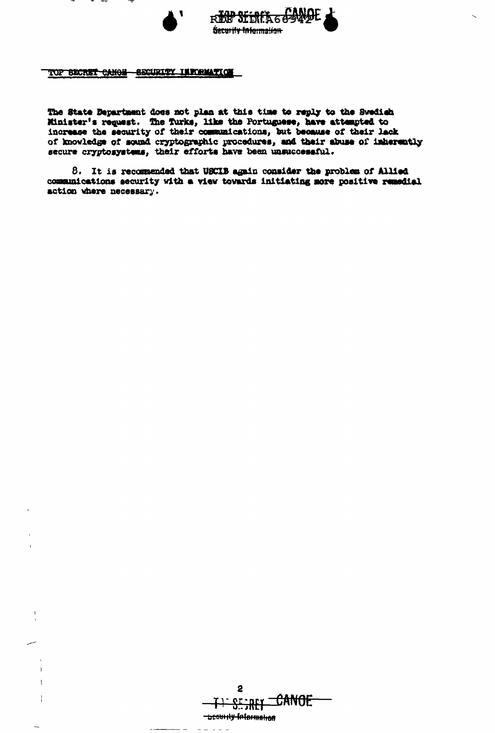TOP SECRET CANOE SECURITY INFORMATION

The State Department does not plan at this time to reply to the Swedish Minister's request. The Turks, like the Portuguese, have attempted to increase the security of their communications, but because of their lack of knowledge of sound cryptographic procedures, and their abuse of inherently secure cryptosystems, their efforts have been unsuccessful.

8. It is recommended that USCIB again consider the problem of Allied communications security with a view towards initiating more positive remedial action where necessary.